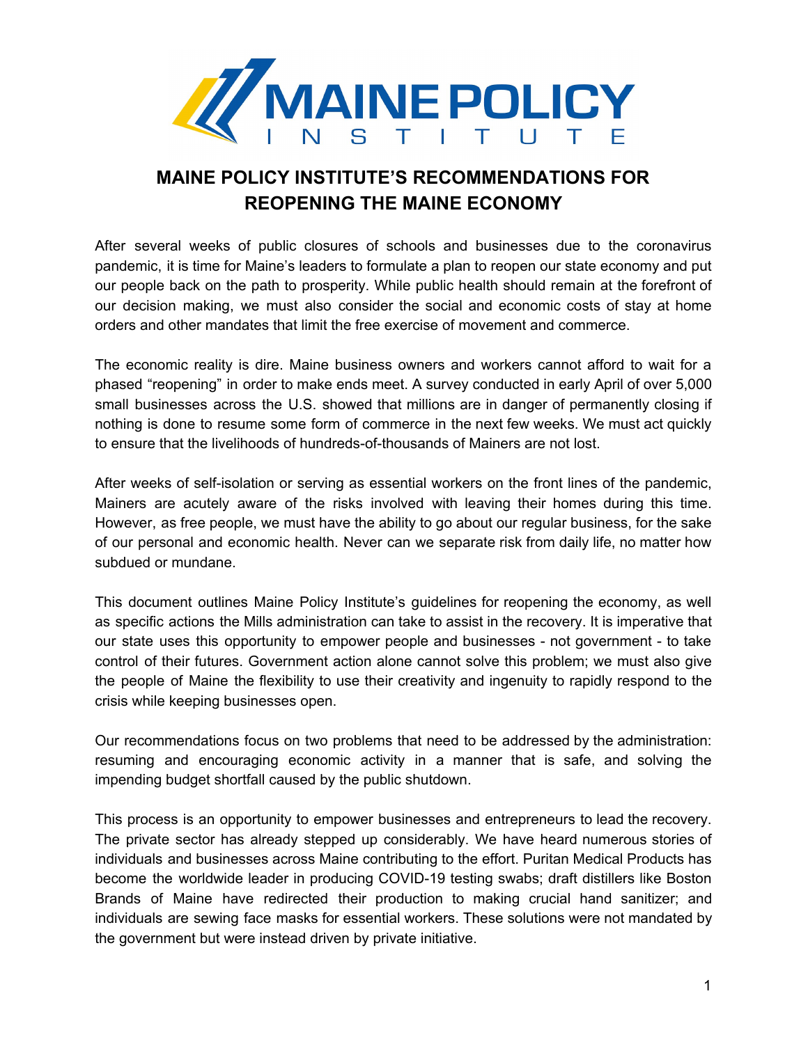# MAINE POLICY INSTITUTE'S RECOMMENDATIONS FOR REOPENING THE MAINE ECONOMY

After several weeks of public closures of schools and businesses due to the coronavirus pandemic, it is time for Maine's leaders to formulate a plan to reopen our state economy and put our people back on the path to prosperity. While public health should remain at the forefront of our decision making, we must also consider the social and economic costs of stay at home orders and other mandates that limit the free exercise of movement and commerce.

The economic reality is dire. Maine business owners and workers cannot afford to wait for a phased "reopening" in order to make ends meet. A survey conducted in early April of over 5,000 small businesses across the U.S. showed that millions are in danger of permanently closing if nothing is done to resume some form of commerce in the next few weeks. We must act quickly to ensure that the livelihoods of hundreds-of-thousands of Mainers are not lost.

After weeks of self-isolation or serving as essential workers on the front lines of the pandemic, Mainers are acutely aware of the risks involved with leaving their homes during this time. However, as free people, we must have the ability to go about our regular business, for the sake of our personal and economic health. Never can we separate risk from daily life, no matter how subdued or mundane.

This document outlines Maine Policy Institute's guidelines for reopening the economy, as well as specific actions the Mills administration can take to assist in the recovery. It is imperative that our state uses this opportunity to empower people and businesses - not government - to take control of their futures. Government action alone cannot solve this problem; we must also give the people of Maine the flexibility to use their creativity and ingenuity to rapidly respond to the crisis while keeping businesses open.

Our recommendations focus on two problems that need to be addressed by the administration: resuming and encouraging economic activity in a manner that is safe, and solving the impending budget shortfall caused by the public shutdown.

This process is an opportunity to empower businesses and entrepreneurs to lead the recovery. The private sector has already stepped up considerably. We have heard numerous stories of individuals and businesses across Maine contributing to the effort. Puritan Medical Products has become the worldwide leader in producing COVID-19 testing swabs; draft distillers like Boston Brands of Maine have redirected their production to making crucial hand sanitizer; and individuals are sewing face masks for essential workers. These solutions were not mandated by the government but were instead driven by private initiative.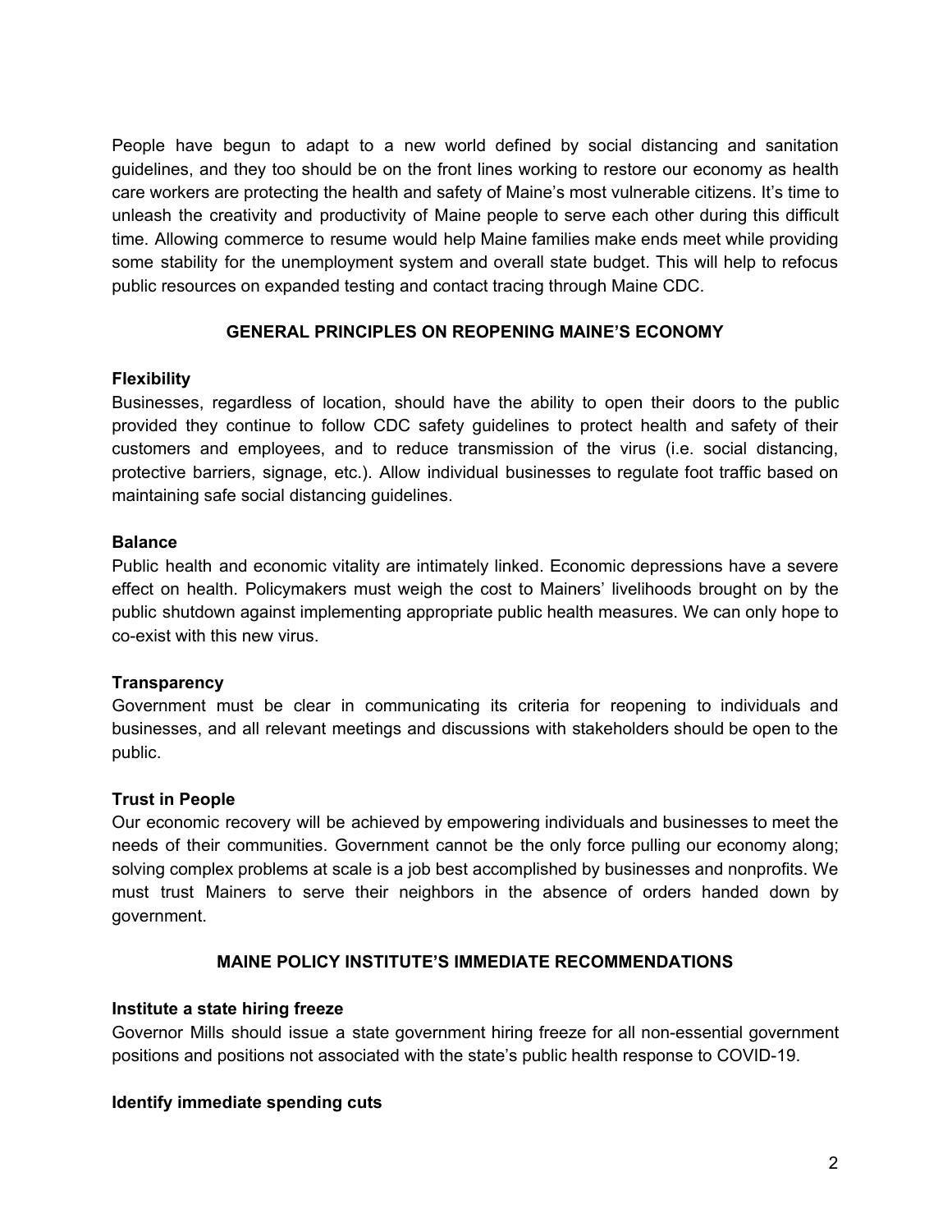People have begun to adapt to a new world defined by social distancing and sanitation guidelines, and they too should be on the front lines working to restore our economy as health care workers are protecting the health and safety of Maine's most vulnerable citizens. It's time to unleash the creativity and productivity of Maine people to serve each other during this difficult time. Allowing commerce to resume would help Maine families make ends meet while providing some stability for the unemployment system and overall state budget. This will help to refocus public resources on expanded testing and contact tracing through Maine CDC.

## GENERAL PRINCIPLES ON REOPENING MAINE'S ECONOMY

**Flexibility**

Businesses, regardless of location, should have the ability to open their doors to the public provided they continue to follow CDC safety guidelines to protect health and safety of their customers and employees, and to reduce transmission of the virus (i.e. social distancing, protective barriers, signage, etc.). Allow individual businesses to regulate foot traffic based on maintaining safe social distancing guidelines.

**Balance**

Public health and economic vitality are intimately linked. Economic depressions have a severe effect on health. Policymakers must weigh the cost to Mainers' livelihoods brought on by the public shutdown against implementing appropriate public health measures. We can only hope to co-exist with this new virus.

**Transparency**

Government must be clear in communicating its criteria for reopening to individuals and businesses, and all relevant meetings and discussions with stakeholders should be open to the public.

**Trust in People**

Our economic recovery will be achieved by empowering individuals and businesses to meet the needs of their communities. Government cannot be the only force pulling our economy along; solving complex problems at scale is a job best accomplished by businesses and nonprofits. We must trust Mainers to serve their neighbors in the absence of orders handed down by government.

## MAINE POLICY INSTITUTE'S IMMEDIATE RECOMMENDATIONS

**Institute a state hiring freeze**

Governor Mills should issue a state government hiring freeze for all non-essential government positions and positions not associated with the state's public health response to COVID-19.

**Identify immediate spending cuts**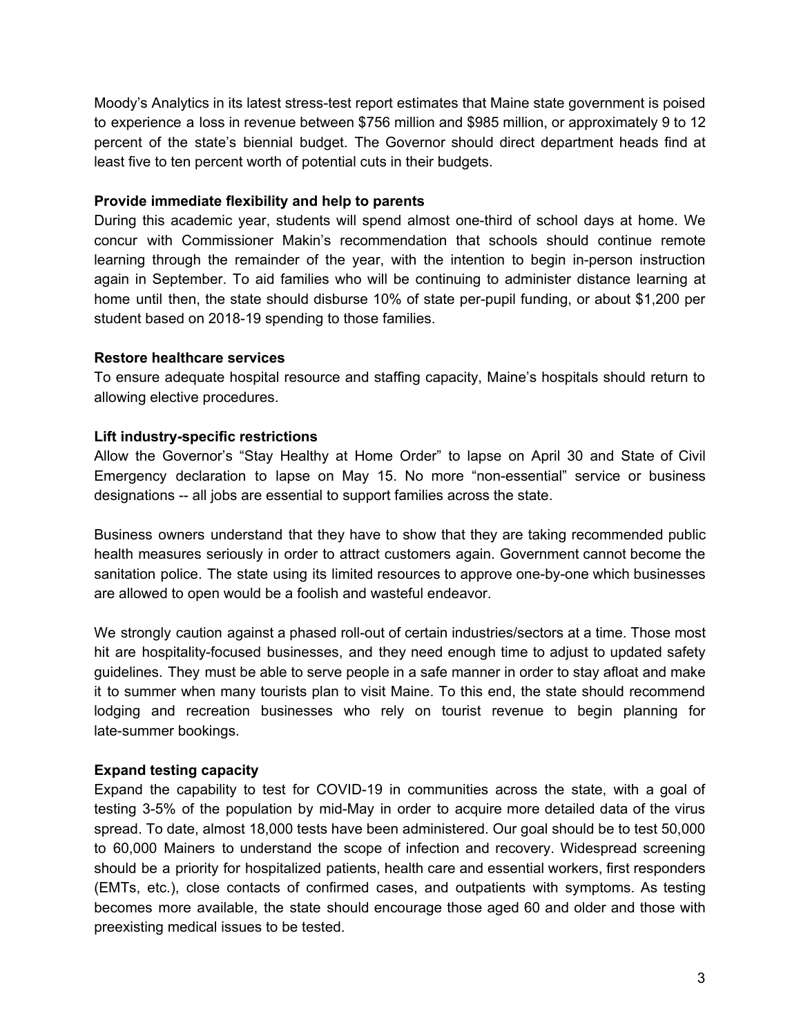Moody's Analytics in its latest stress-test report estimates that Maine state government is poised to experience a loss in revenue between $756 million and $985 million, or approximately 9 to 12 percent of the state's biennial budget. The Governor should direct department heads find at least five to ten percent worth of potential cuts in their budgets.

**Provide immediate flexibility and help to parents**

During this academic year, students will spend almost one-third of school days at home. We concur with Commissioner Makin's recommendation that schools should continue remote learning through the remainder of the year, with the intention to begin in-person instruction again in September. To aid families who will be continuing to administer distance learning at home until then, the state should disburse 10% of state per-pupil funding, or about $1,200 per student based on 2018-19 spending to those families.

**Restore healthcare services**

To ensure adequate hospital resource and staffing capacity, Maine's hospitals should return to allowing elective procedures.

**Lift industry-specific restrictions**

Allow the Governor's "Stay Healthy at Home Order" to lapse on April 30 and State of Civil Emergency declaration to lapse on May 15. No more "non-essential" service or business designations -- all jobs are essential to support families across the state.

Business owners understand that they have to show that they are taking recommended public health measures seriously in order to attract customers again. Government cannot become the sanitation police. The state using its limited resources to approve one-by-one which businesses are allowed to open would be a foolish and wasteful endeavor.

We strongly caution against a phased roll-out of certain industries/sectors at a time. Those most hit are hospitality-focused businesses, and they need enough time to adjust to updated safety guidelines. They must be able to serve people in a safe manner in order to stay afloat and make it to summer when many tourists plan to visit Maine. To this end, the state should recommend lodging and recreation businesses who rely on tourist revenue to begin planning for late-summer bookings.

**Expand testing capacity**

Expand the capability to test for COVID-19 in communities across the state, with a goal of testing 3-5% of the population by mid-May in order to acquire more detailed data of the virus spread. To date, almost 18,000 tests have been administered. Our goal should be to test 50,000 to 60,000 Mainers to understand the scope of infection and recovery. Widespread screening should be a priority for hospitalized patients, health care and essential workers, first responders (EMTs, etc.), close contacts of confirmed cases, and outpatients with symptoms. As testing becomes more available, the state should encourage those aged 60 and older and those with preexisting medical issues to be tested.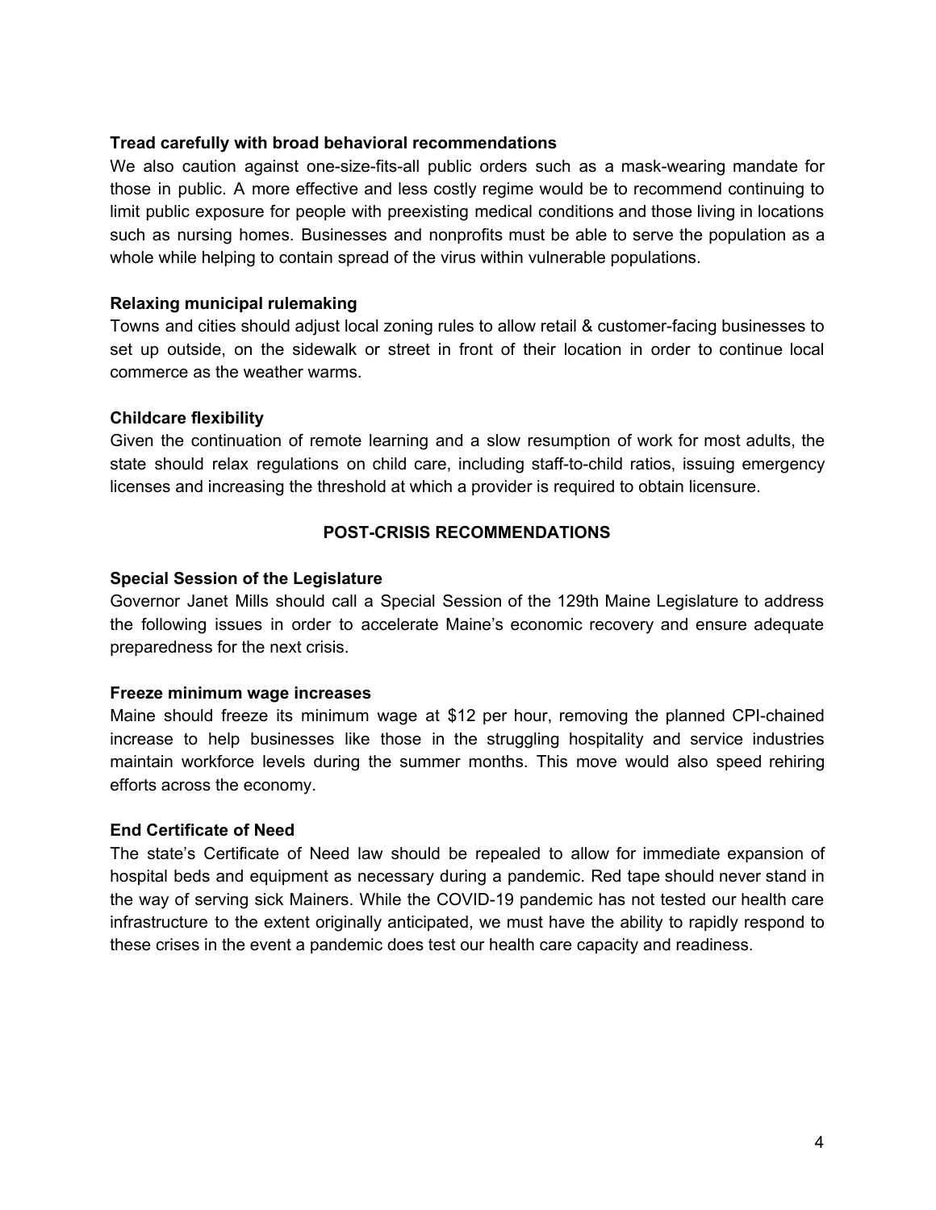**Tread carefully with broad behavioral recommendations**

We also caution against one-size-fits-all public orders such as a mask-wearing mandate for those in public. A more effective and less costly regime would be to recommend continuing to limit public exposure for people with preexisting medical conditions and those living in locations such as nursing homes. Businesses and nonprofits must be able to serve the population as a whole while helping to contain spread of the virus within vulnerable populations.

**Relaxing municipal rulemaking**

Towns and cities should adjust local zoning rules to allow retail & customer-facing businesses to set up outside, on the sidewalk or street in front of their location in order to continue local commerce as the weather warms.

**Childcare flexibility**

Given the continuation of remote learning and a slow resumption of work for most adults, the state should relax regulations on child care, including staff-to-child ratios, issuing emergency licenses and increasing the threshold at which a provider is required to obtain licensure.

## POST-CRISIS RECOMMENDATIONS

**Special Session of the Legislature**

Governor Janet Mills should call a Special Session of the 129th Maine Legislature to address the following issues in order to accelerate Maine's economic recovery and ensure adequate preparedness for the next crisis.

**Freeze minimum wage increases**

Maine should freeze its minimum wage at $12 per hour, removing the planned CPI-chained increase to help businesses like those in the struggling hospitality and service industries maintain workforce levels during the summer months. This move would also speed rehiring efforts across the economy.

**End Certificate of Need**

The state's Certificate of Need law should be repealed to allow for immediate expansion of hospital beds and equipment as necessary during a pandemic. Red tape should never stand in the way of serving sick Mainers. While the COVID-19 pandemic has not tested our health care infrastructure to the extent originally anticipated, we must have the ability to rapidly respond to these crises in the event a pandemic does test our health care capacity and readiness.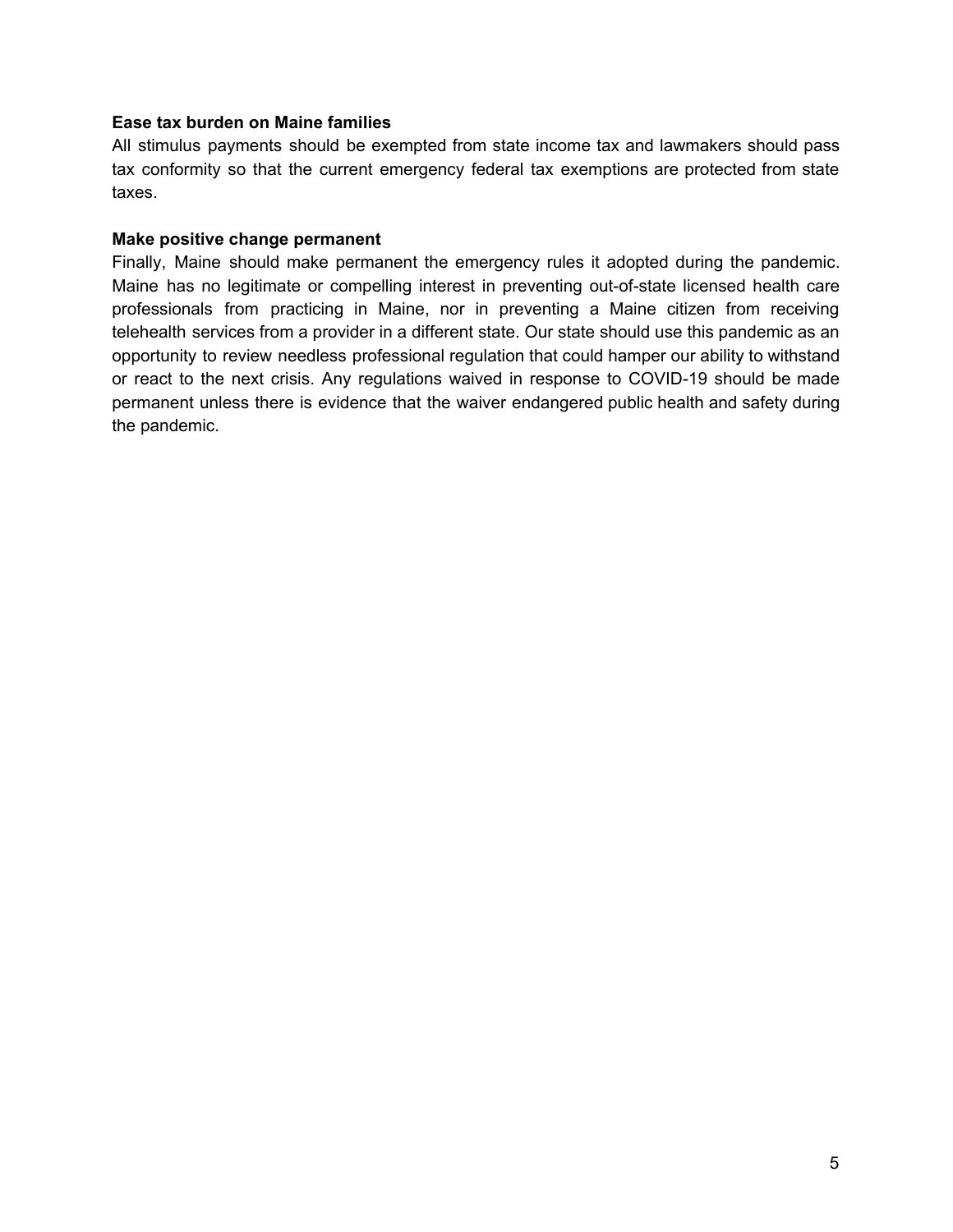**Ease tax burden on Maine families**

All stimulus payments should be exempted from state income tax and lawmakers should pass tax conformity so that the current emergency federal tax exemptions are protected from state taxes.

**Make positive change permanent**

Finally, Maine should make permanent the emergency rules it adopted during the pandemic. Maine has no legitimate or compelling interest in preventing out-of-state licensed health care professionals from practicing in Maine, nor in preventing a Maine citizen from receiving telehealth services from a provider in a different state. Our state should use this pandemic as an opportunity to review needless professional regulation that could hamper our ability to withstand or react to the next crisis. Any regulations waived in response to COVID-19 should be made permanent unless there is evidence that the waiver endangered public health and safety during the pandemic.